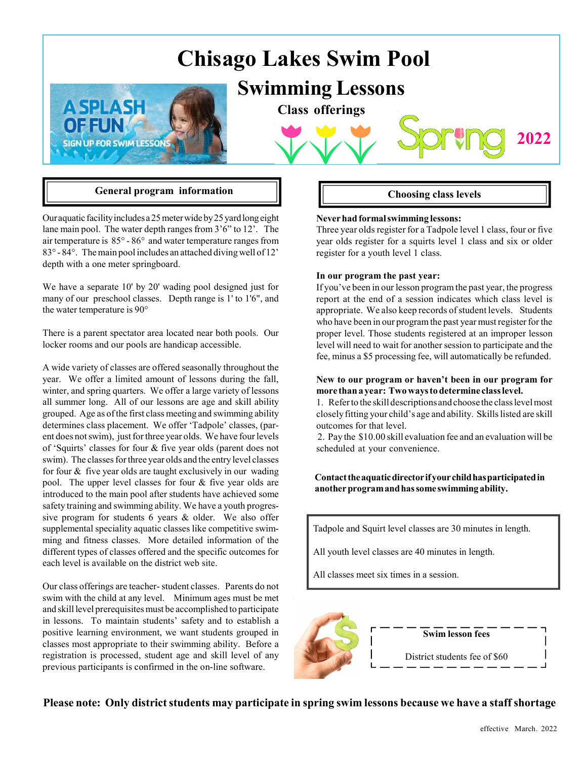# Chisago Lakes Swim Pool

## Swimming Lessons

### Class offerings

Spring 2022

### General program information

Our aquatic facility includes a 25 meter wide by 25 yard long eight lane main pool. The water depth ranges from 3'6" to 12'. The air temperature is 85° - 86° and water temperature ranges from 83° - 84°. The main pool includes an attached diving well of 12' depth with a one meter springboard.

We have a separate 10' by 20' wading pool designed just for many of our preschool classes. Depth range is 1' to 1'6", and the water temperature is 90°

There is a parent spectator area located near both pools. Our locker rooms and our pools are handicap accessible.

A wide variety of classes are offered seasonally throughout the year. We offer a limited amount of lessons during the fall, winter, and spring quarters. We offer a large variety of lessons all summer long. All of our lessons are age and skill ability grouped. Age as of the first class meeting and swimming ability determines class placement. We offer 'Tadpole' classes, (parent does not swim), just for three year olds. We have four levels of 'Squirts' classes for four & five year olds (parent does not swim). The classes for three year olds and the entry level classes for four & five year olds are taught exclusively in our wading pool. The upper level classes for four & five year olds are introduced to the main pool after students have achieved some safety training and swimming ability. We have a youth progressive program for students 6 years & older. We also offer supplemental speciality aquatic classes like competitive swimming and fitness classes. More detailed information of the different types of classes offered and the specific outcomes for each level is available on the district web site.

Our class offerings are teacher- student classes. Parents do not swim with the child at any level. Minimum ages must be met and skill level prerequisites must be accomplished to participate in lessons. To maintain students' safety and to establish a positive learning environment, we want students grouped in classes most appropriate to their swimming ability. Before a registration is processed, student age and skill level of any previous participants is confirmed in the on-line software.

### Choosing class levels

**Never had formal swimming lessons:**
Three year olds register for a Tadpole level 1 class, four or five year olds register for a squirts level 1 class and six or older register for a youth level 1 class.

**In our program the past year:**
If you've been in our lesson program the past year, the progress report at the end of a session indicates which class level is appropriate. We also keep records of student levels. Students who have been in our program the past year must register for the proper level. Those students registered at an improper lesson level will need to wait for another session to participate and the fee, minus a $5 processing fee, will automatically be refunded.

**New to our program or haven't been in our program for more than a year: Two ways to determine class level.**

1. Refer to the skill descriptions and choose the class level most closely fitting your child's age and ability. Skills listed are skill outcomes for that level.
2. Pay the $10.00 skill evaluation fee and an evaluation will be scheduled at your convenience.

**Contact the aquatic director if your child has participated in another program and has some swimming ability.**

Tadpole and Squirt level classes are 30 minutes in length.

All youth level classes are 40 minutes in length.

All classes meet six times in a session.

**Swim lesson fees**

District students fee of $60

**Please note: Only district students may participate in spring swim lessons because we have a staff shortage**

effective March. 2022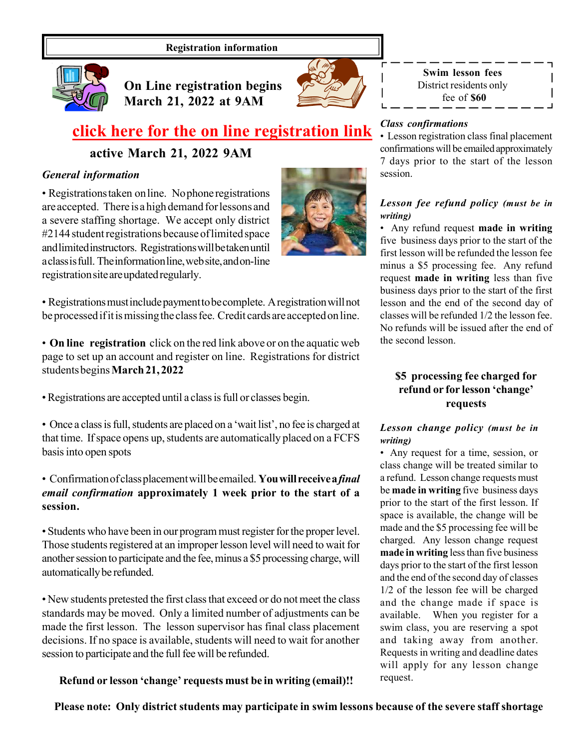## Registration information

**On Line registration begins March 21, 2022 at 9AM**

**click here for the on line registration link**

**active March 21, 2022 9AM**

### *General information*

• Registrations taken on line. No phone registrations are accepted. There is a high demand for lessons and a severe staffing shortage. We accept only district #2144 student registrations because of limited space and limited instructors. Registrations will be taken until a class is full. The information line, web site, and on-line registration site are updated regularly.

• Registrations must include payment to be complete. A registration will not be processed if it is missing the class fee. Credit cards are accepted on line.

• **On line registration** click on the red link above or on the aquatic web page to set up an account and register on line. Registrations for district students begins **March 21, 2022**

• Registrations are accepted until a class is full or classes begin.

• Once a class is full, students are placed on a 'wait list', no fee is charged at that time. If space opens up, students are automatically placed on a FCFS basis into open spots

• Confirmation of class placement will be emailed. **You will receive a *final email confirmation* approximately 1 week prior to the start of a session.**

• Students who have been in our program must register for the proper level. Those students registered at an improper lesson level will need to wait for another session to participate and the fee, minus a $5 processing charge, will automatically be refunded.

• New students pretested the first class that exceed or do not meet the class standards may be moved. Only a limited number of adjustments can be made the first lesson. The lesson supervisor has final class placement decisions. If no space is available, students will need to wait for another session to participate and the full fee will be refunded.

**Refund or lesson 'change' requests must be in writing (email)!!**

**Swim lesson fees**
District residents only
fee of **$60**

### *Class confirmations*

• Lesson registration class final placement confirmations will be emailed approximately 7 days prior to the start of the lesson session.

### *Lesson fee refund policy (must be in writing)*

• Any refund request **made in writing** five business days prior to the start of the first lesson will be refunded the lesson fee minus a $5 processing fee. Any refund request **made in writing** less than five business days prior to the start of the first lesson and the end of the second day of classes will be refunded 1/2 the lesson fee. No refunds will be issued after the end of the second lesson.

**$5 processing fee charged for refund or for lesson 'change' requests**

### *Lesson change policy (must be in writing)*

• Any request for a time, session, or class change will be treated similar to a refund. Lesson change requests must be **made in writing** five business days prior to the start of the first lesson. If space is available, the change will be made and the $5 processing fee will be charged. Any lesson change request **made in writing** less than five business days prior to the start of the first lesson and the end of the second day of classes 1/2 of the lesson fee will be charged and the change made if space is available. When you register for a swim class, you are reserving a spot and taking away from another. Requests in writing and deadline dates will apply for any lesson change request.

**Please note: Only district students may participate in swim lessons because of the severe staff shortage**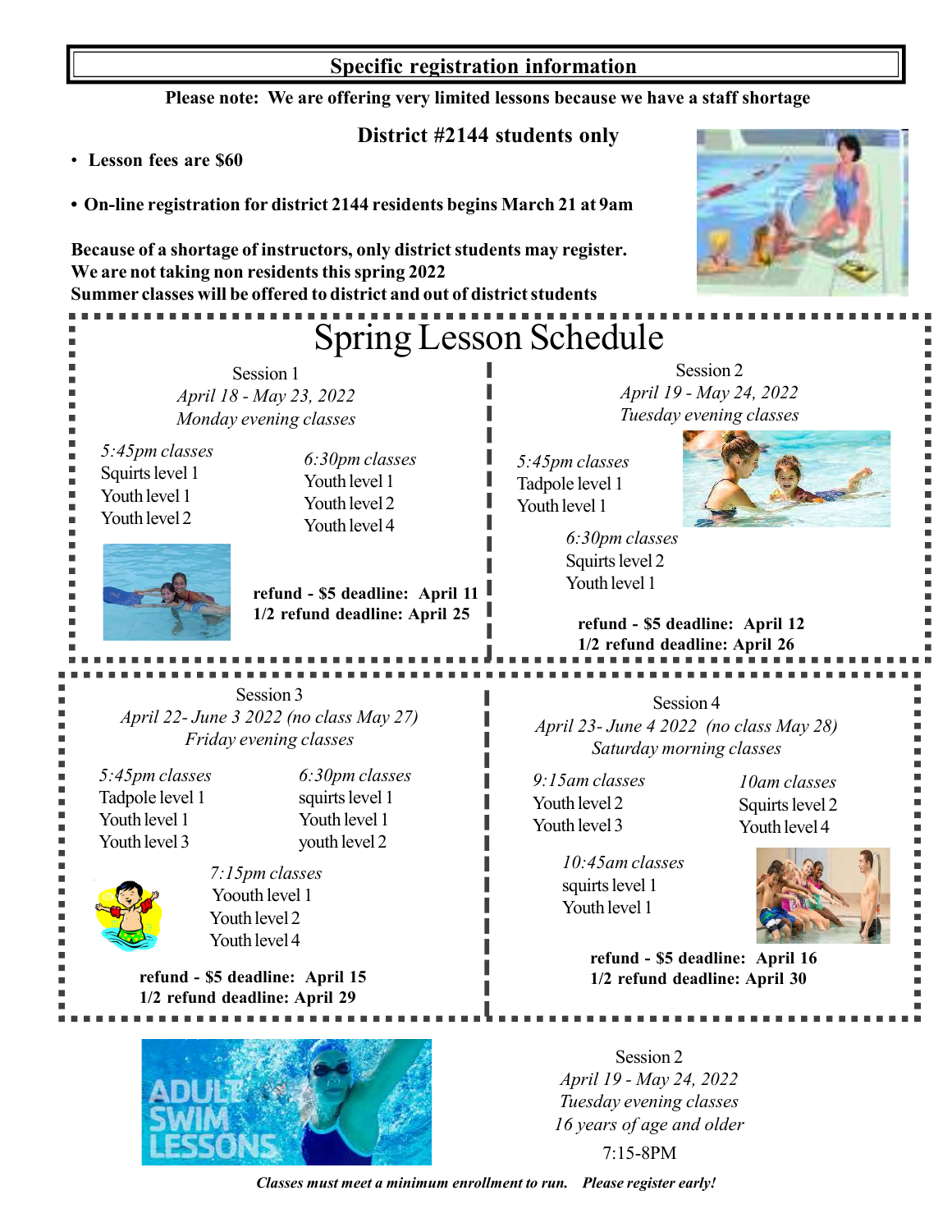## Specific registration information

**Please note: We are offering very limited lessons because we have a staff shortage**

**District #2144 students only**

- **Lesson fees are $60**
- **On-line registration for district 2144 residents begins March 21 at 9am**

**Because of a shortage of instructors, only district students may register.**
**We are not taking non residents this spring 2022**
**Summer classes will be offered to district and out of district students**

# Spring Lesson Schedule

### Session 1

*April 18 - May 23, 2022*
*Monday evening classes*

*5:45pm classes*
Squirts level 1
Youth level 1
Youth level 2

*6:30pm classes*
Youth level 1
Youth level 2
Youth level 4

**refund - $5 deadline: April 11**
**1/2 refund deadline: April 25**

### Session 2

*April 19 - May 24, 2022*
*Tuesday evening classes*

*5:45pm classes*
Tadpole level 1
Youth level 1

*6:30pm classes*
Squirts level 2
Youth level 1

**refund - $5 deadline: April 12**
**1/2 refund deadline: April 26**

### Session 3

*April 22- June 3 2022 (no class May 27)*
*Friday evening classes*

*5:45pm classes*
Tadpole level 1
Youth level 1
Youth level 3

*6:30pm classes*
squirts level 1
Youth level 1
youth level 2

*7:15pm classes*
Yoouth level 1
Youth level 2
Youth level 4

**refund - $5 deadline: April 15**
**1/2 refund deadline: April 29**

### Session 4

*April 23- June 4 2022 (no class May 28)*
*Saturday morning classes*

*9:15am classes*
Youth level 2
Youth level 3

*10am classes*
Squirts level 2
Youth level 4

*10:45am classes*
squirts level 1
Youth level 1

**refund - $5 deadline: April 16**
**1/2 refund deadline: April 30**

### Session 2

*April 19 - May 24, 2022*
*Tuesday evening classes*
*16 years of age and older*

7:15-8PM

***Classes must meet a minimum enrollment to run. Please register early!***